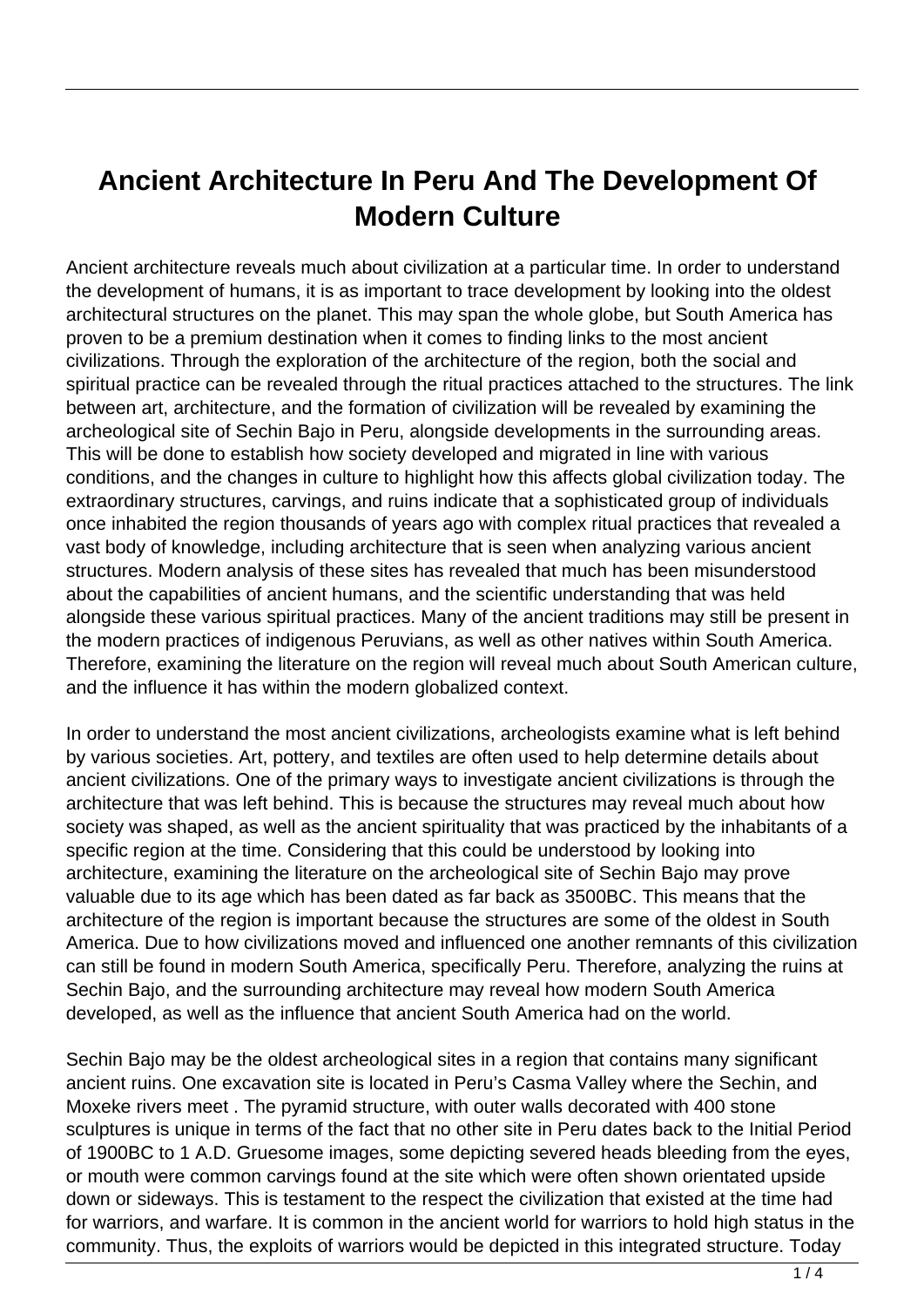# Ancient Architecture In Peru And The Development Of Modern Culture

Ancient architecture reveals much about civilization at a particular time. In order to understand the development of humans, it is as important to trace development by looking into the oldest architectural structures on the planet. This may span the whole globe, but South America has proven to be a premium destination when it comes to finding links to the most ancient civilizations. Through the exploration of the architecture of the region, both the social and spiritual practice can be revealed through the ritual practices attached to the structures. The link between art, architecture, and the formation of civilization will be revealed by examining the archeological site of Sechin Bajo in Peru, alongside developments in the surrounding areas. This will be done to establish how society developed and migrated in line with various conditions, and the changes in culture to highlight how this affects global civilization today. The extraordinary structures, carvings, and ruins indicate that a sophisticated group of individuals once inhabited the region thousands of years ago with complex ritual practices that revealed a vast body of knowledge, including architecture that is seen when analyzing various ancient structures. Modern analysis of these sites has revealed that much has been misunderstood about the capabilities of ancient humans, and the scientific understanding that was held alongside these various spiritual practices. Many of the ancient traditions may still be present in the modern practices of indigenous Peruvians, as well as other natives within South America. Therefore, examining the literature on the region will reveal much about South American culture, and the influence it has within the modern globalized context.

In order to understand the most ancient civilizations, archeologists examine what is left behind by various societies. Art, pottery, and textiles are often used to help determine details about ancient civilizations. One of the primary ways to investigate ancient civilizations is through the architecture that was left behind. This is because the structures may reveal much about how society was shaped, as well as the ancient spirituality that was practiced by the inhabitants of a specific region at the time. Considering that this could be understood by looking into architecture, examining the literature on the archeological site of Sechin Bajo may prove valuable due to its age which has been dated as far back as 3500BC. This means that the architecture of the region is important because the structures are some of the oldest in South America. Due to how civilizations moved and influenced one another remnants of this civilization can still be found in modern South America, specifically Peru. Therefore, analyzing the ruins at Sechin Bajo, and the surrounding architecture may reveal how modern South America developed, as well as the influence that ancient South America had on the world.

Sechin Bajo may be the oldest archeological sites in a region that contains many significant ancient ruins. One excavation site is located in Peru's Casma Valley where the Sechin, and Moxeke rivers meet . The pyramid structure, with outer walls decorated with 400 stone sculptures is unique in terms of the fact that no other site in Peru dates back to the Initial Period of 1900BC to 1 A.D. Gruesome images, some depicting severed heads bleeding from the eyes, or mouth were common carvings found at the site which were often shown orientated upside down or sideways. This is testament to the respect the civilization that existed at the time had for warriors, and warfare. It is common in the ancient world for warriors to hold high status in the community. Thus, the exploits of warriors would be depicted in this integrated structure. Today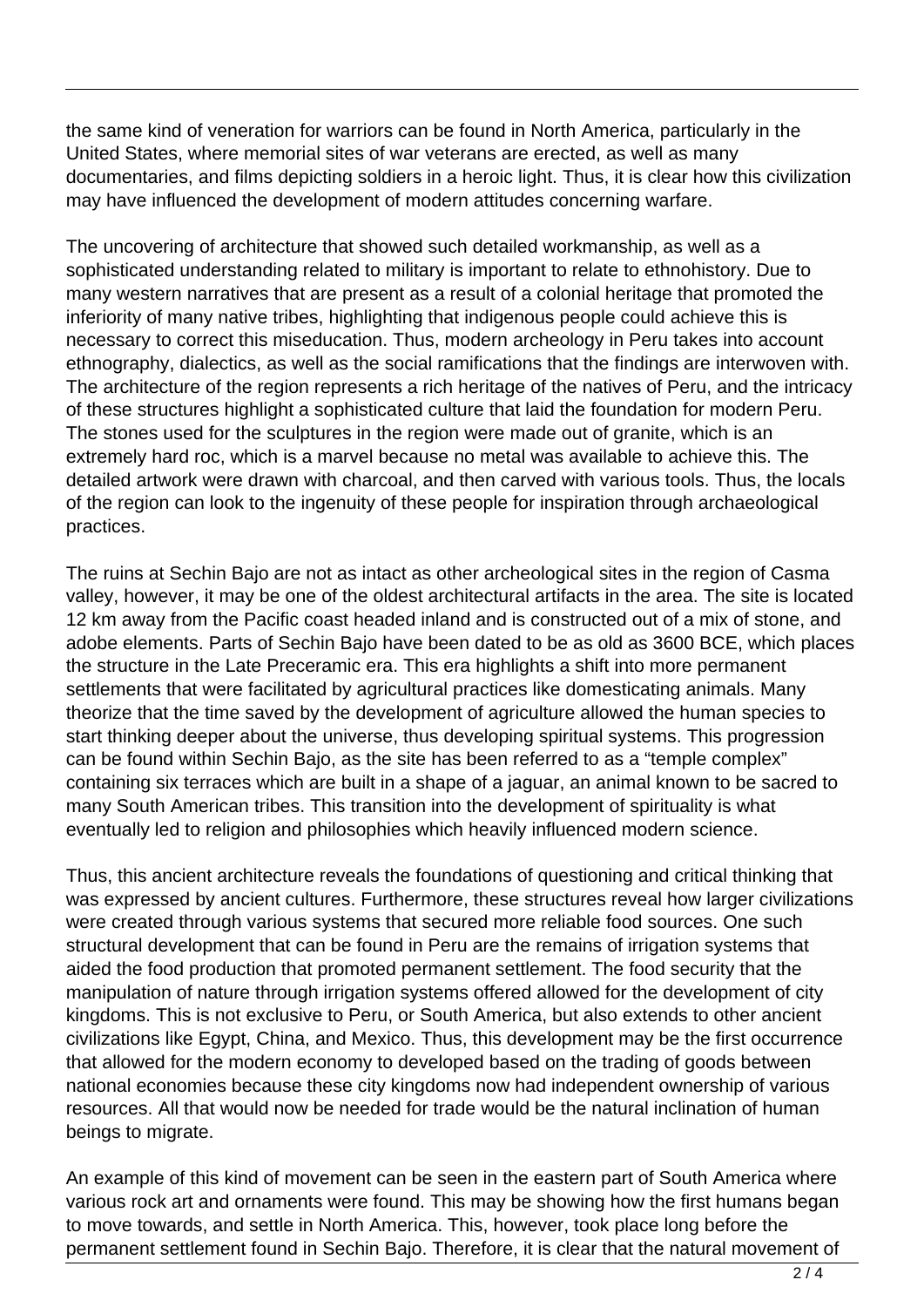the same kind of veneration for warriors can be found in North America, particularly in the United States, where memorial sites of war veterans are erected, as well as many documentaries, and films depicting soldiers in a heroic light. Thus, it is clear how this civilization may have influenced the development of modern attitudes concerning warfare.

The uncovering of architecture that showed such detailed workmanship, as well as a sophisticated understanding related to military is important to relate to ethnohistory. Due to many western narratives that are present as a result of a colonial heritage that promoted the inferiority of many native tribes, highlighting that indigenous people could achieve this is necessary to correct this miseducation. Thus, modern archeology in Peru takes into account ethnography, dialectics, as well as the social ramifications that the findings are interwoven with. The architecture of the region represents a rich heritage of the natives of Peru, and the intricacy of these structures highlight a sophisticated culture that laid the foundation for modern Peru. The stones used for the sculptures in the region were made out of granite, which is an extremely hard roc, which is a marvel because no metal was available to achieve this. The detailed artwork were drawn with charcoal, and then carved with various tools. Thus, the locals of the region can look to the ingenuity of these people for inspiration through archaeological practices.

The ruins at Sechin Bajo are not as intact as other archeological sites in the region of Casma valley, however, it may be one of the oldest architectural artifacts in the area. The site is located 12 km away from the Pacific coast headed inland and is constructed out of a mix of stone, and adobe elements. Parts of Sechin Bajo have been dated to be as old as 3600 BCE, which places the structure in the Late Preceramic era. This era highlights a shift into more permanent settlements that were facilitated by agricultural practices like domesticating animals. Many theorize that the time saved by the development of agriculture allowed the human species to start thinking deeper about the universe, thus developing spiritual systems. This progression can be found within Sechin Bajo, as the site has been referred to as a "temple complex" containing six terraces which are built in a shape of a jaguar, an animal known to be sacred to many South American tribes. This transition into the development of spirituality is what eventually led to religion and philosophies which heavily influenced modern science.

Thus, this ancient architecture reveals the foundations of questioning and critical thinking that was expressed by ancient cultures. Furthermore, these structures reveal how larger civilizations were created through various systems that secured more reliable food sources. One such structural development that can be found in Peru are the remains of irrigation systems that aided the food production that promoted permanent settlement. The food security that the manipulation of nature through irrigation systems offered allowed for the development of city kingdoms. This is not exclusive to Peru, or South America, but also extends to other ancient civilizations like Egypt, China, and Mexico. Thus, this development may be the first occurrence that allowed for the modern economy to developed based on the trading of goods between national economies because these city kingdoms now had independent ownership of various resources. All that would now be needed for trade would be the natural inclination of human beings to migrate.

An example of this kind of movement can be seen in the eastern part of South America where various rock art and ornaments were found. This may be showing how the first humans began to move towards, and settle in North America. This, however, took place long before the permanent settlement found in Sechin Bajo. Therefore, it is clear that the natural movement of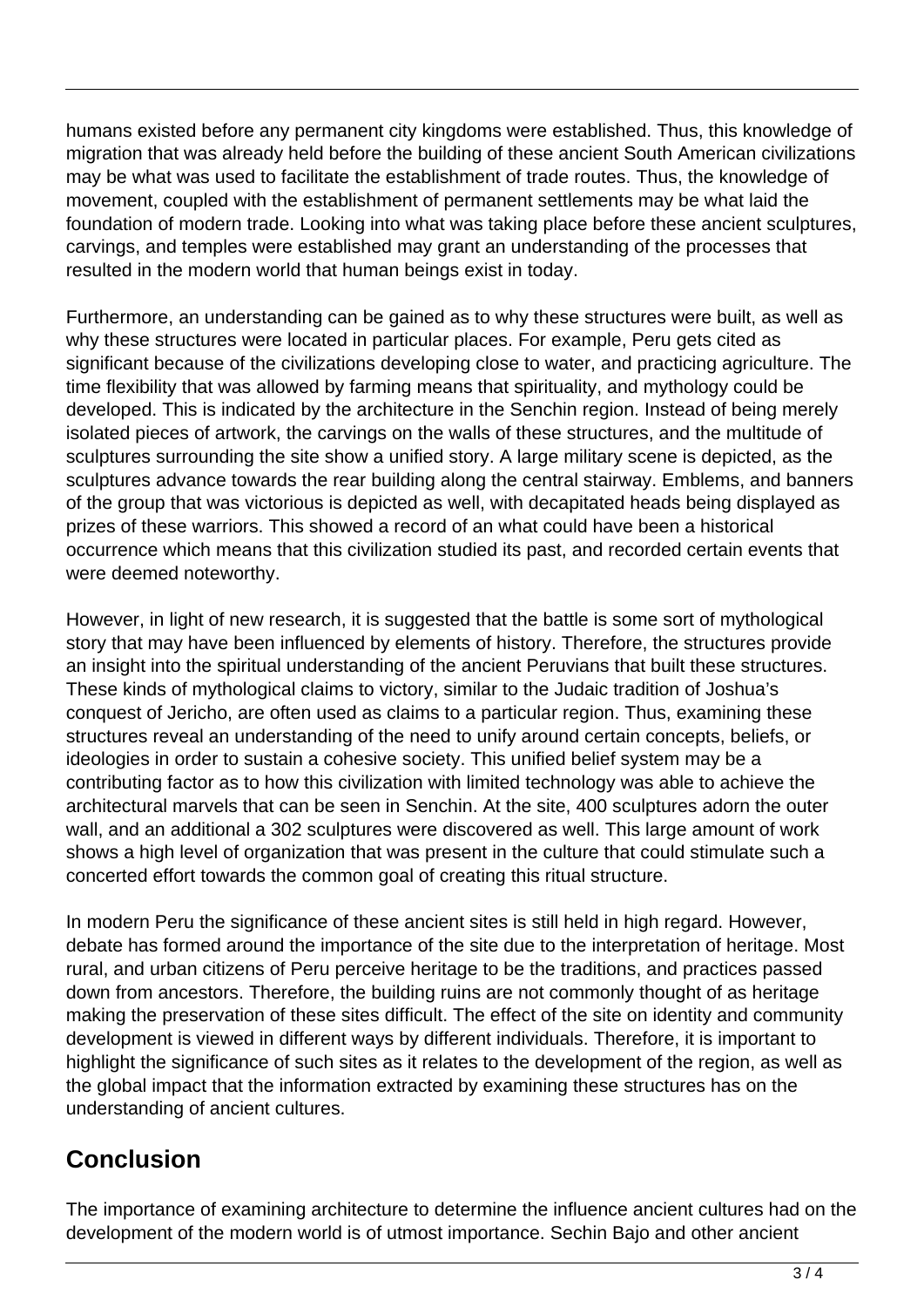humans existed before any permanent city kingdoms were established. Thus, this knowledge of migration that was already held before the building of these ancient South American civilizations may be what was used to facilitate the establishment of trade routes. Thus, the knowledge of movement, coupled with the establishment of permanent settlements may be what laid the foundation of modern trade. Looking into what was taking place before these ancient sculptures, carvings, and temples were established may grant an understanding of the processes that resulted in the modern world that human beings exist in today.

Furthermore, an understanding can be gained as to why these structures were built, as well as why these structures were located in particular places. For example, Peru gets cited as significant because of the civilizations developing close to water, and practicing agriculture. The time flexibility that was allowed by farming means that spirituality, and mythology could be developed. This is indicated by the architecture in the Senchin region. Instead of being merely isolated pieces of artwork, the carvings on the walls of these structures, and the multitude of sculptures surrounding the site show a unified story. A large military scene is depicted, as the sculptures advance towards the rear building along the central stairway. Emblems, and banners of the group that was victorious is depicted as well, with decapitated heads being displayed as prizes of these warriors. This showed a record of an what could have been a historical occurrence which means that this civilization studied its past, and recorded certain events that were deemed noteworthy.

However, in light of new research, it is suggested that the battle is some sort of mythological story that may have been influenced by elements of history. Therefore, the structures provide an insight into the spiritual understanding of the ancient Peruvians that built these structures. These kinds of mythological claims to victory, similar to the Judaic tradition of Joshua's conquest of Jericho, are often used as claims to a particular region. Thus, examining these structures reveal an understanding of the need to unify around certain concepts, beliefs, or ideologies in order to sustain a cohesive society. This unified belief system may be a contributing factor as to how this civilization with limited technology was able to achieve the architectural marvels that can be seen in Senchin. At the site, 400 sculptures adorn the outer wall, and an additional a 302 sculptures were discovered as well. This large amount of work shows a high level of organization that was present in the culture that could stimulate such a concerted effort towards the common goal of creating this ritual structure.

In modern Peru the significance of these ancient sites is still held in high regard. However, debate has formed around the importance of the site due to the interpretation of heritage. Most rural, and urban citizens of Peru perceive heritage to be the traditions, and practices passed down from ancestors. Therefore, the building ruins are not commonly thought of as heritage making the preservation of these sites difficult. The effect of the site on identity and community development is viewed in different ways by different individuals. Therefore, it is important to highlight the significance of such sites as it relates to the development of the region, as well as the global impact that the information extracted by examining these structures has on the understanding of ancient cultures.

## Conclusion

The importance of examining architecture to determine the influence ancient cultures had on the development of the modern world is of utmost importance. Sechin Bajo and other ancient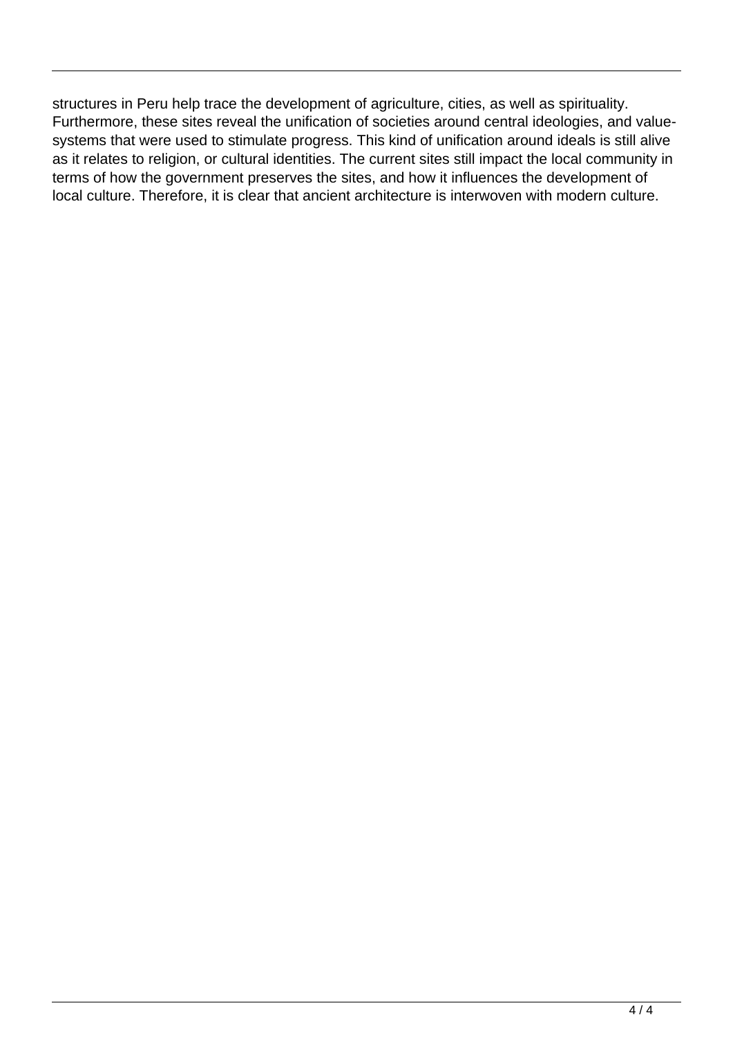structures in Peru help trace the development of agriculture, cities, as well as spirituality. Furthermore, these sites reveal the unification of societies around central ideologies, and value-systems that were used to stimulate progress. This kind of unification around ideals is still alive as it relates to religion, or cultural identities. The current sites still impact the local community in terms of how the government preserves the sites, and how it influences the development of local culture. Therefore, it is clear that ancient architecture is interwoven with modern culture.